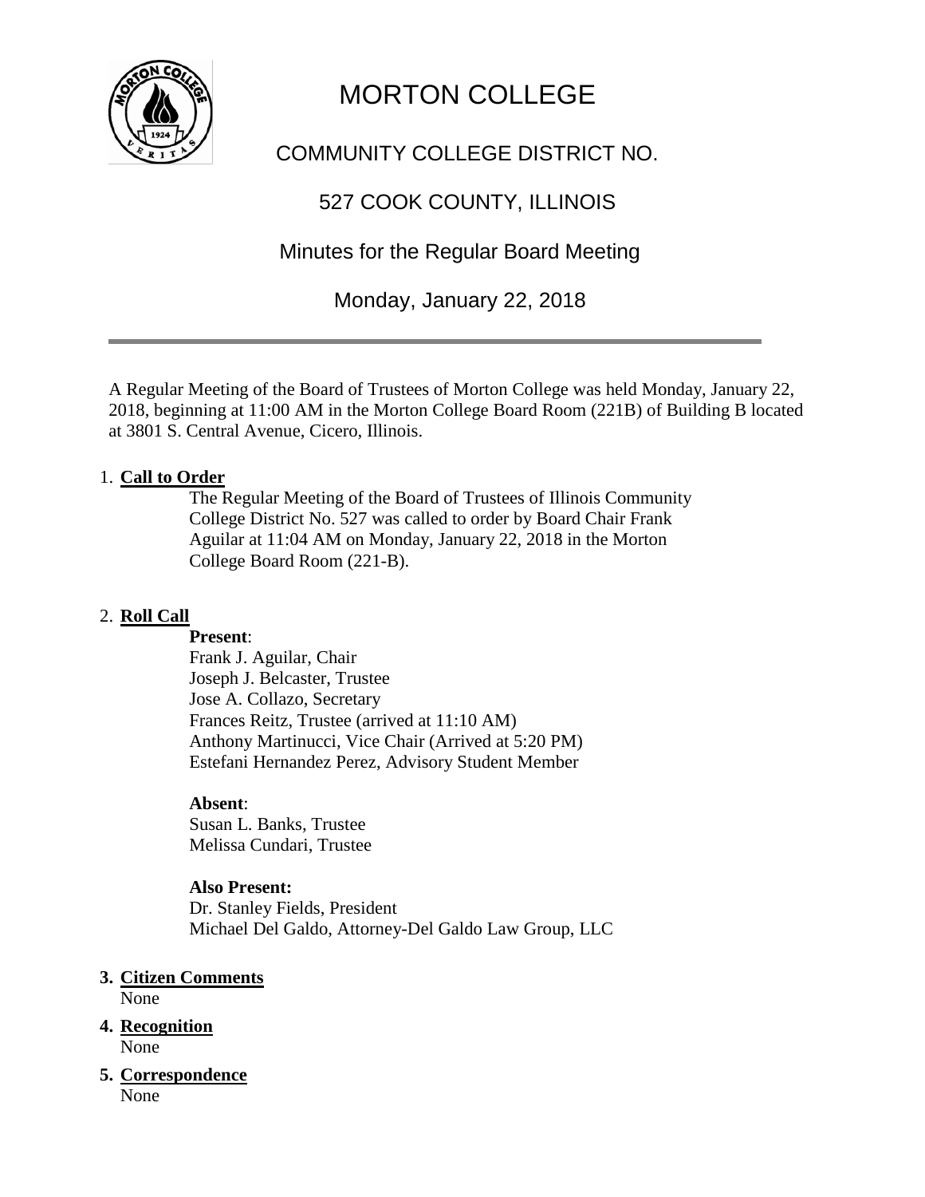# MORTON COLLEGE

## COMMUNITY COLLEGE DISTRICT NO.

## 527 COOK COUNTY, ILLINOIS

## Minutes for the Regular Board Meeting

## Monday, January 22, 2018

---

A Regular Meeting of the Board of Trustees of Morton College was held Monday, January 22, 2018, beginning at 11:00 AM in the Morton College Board Room (221B) of Building B located at 3801 S. Central Avenue, Cicero, Illinois.

1. **Call to Order**

   The Regular Meeting of the Board of Trustees of Illinois Community College District No. 527 was called to order by Board Chair Frank Aguilar at 11:04 AM on Monday, January 22, 2018 in the Morton College Board Room (221-B).

2. **Roll Call**

   **Present**:
   Frank J. Aguilar, Chair
   Joseph J. Belcaster, Trustee
   Jose A. Collazo, Secretary
   Frances Reitz, Trustee (arrived at 11:10 AM)
   Anthony Martinucci, Vice Chair (Arrived at 5:20 PM)
   Estefani Hernandez Perez, Advisory Student Member

   **Absent**:
   Susan L. Banks, Trustee
   Melissa Cundari, Trustee

   **Also Present:**
   Dr. Stanley Fields, President
   Michael Del Galdo, Attorney-Del Galdo Law Group, LLC

3. **Citizen Comments**
   None

4. **Recognition**
   None

5. **Correspondence**
   None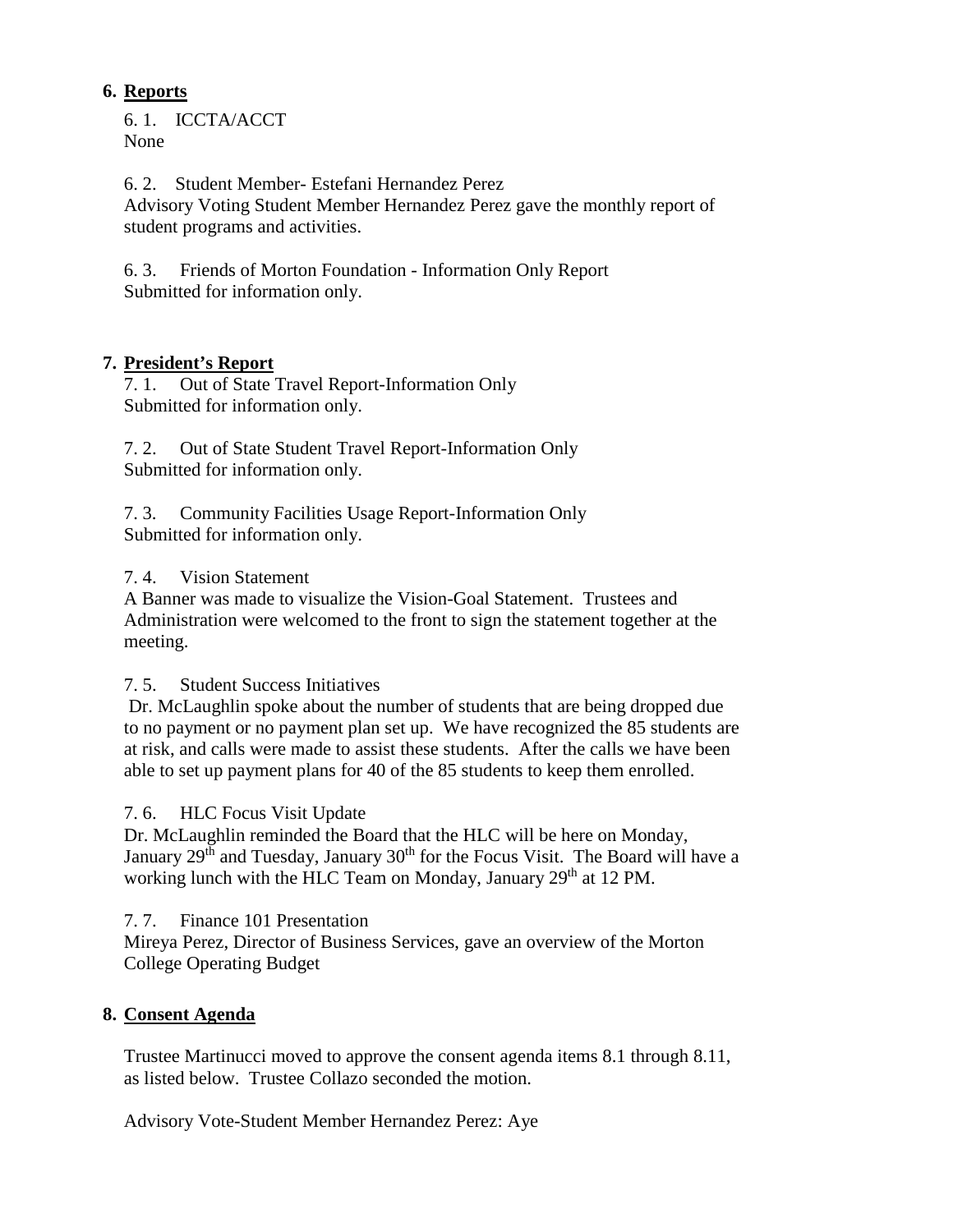## 6. Reports

6. 1. ICCTA/ACCT
None

6. 2. Student Member- Estefani Hernandez Perez
Advisory Voting Student Member Hernandez Perez gave the monthly report of student programs and activities.

6. 3. Friends of Morton Foundation - Information Only Report
Submitted for information only.

## 7. President's Report

7. 1. Out of State Travel Report-Information Only
Submitted for information only.

7. 2. Out of State Student Travel Report-Information Only
Submitted for information only.

7. 3. Community Facilities Usage Report-Information Only
Submitted for information only.

7. 4. Vision Statement
A Banner was made to visualize the Vision-Goal Statement. Trustees and Administration were welcomed to the front to sign the statement together at the meeting.

7. 5. Student Success Initiatives
Dr. McLaughlin spoke about the number of students that are being dropped due to no payment or no payment plan set up. We have recognized the 85 students are at risk, and calls were made to assist these students. After the calls we have been able to set up payment plans for 40 of the 85 students to keep them enrolled.

7. 6. HLC Focus Visit Update
Dr. McLaughlin reminded the Board that the HLC will be here on Monday, January 29th and Tuesday, January 30th for the Focus Visit. The Board will have a working lunch with the HLC Team on Monday, January 29th at 12 PM.

7. 7. Finance 101 Presentation
Mireya Perez, Director of Business Services, gave an overview of the Morton College Operating Budget

## 8. Consent Agenda

Trustee Martinucci moved to approve the consent agenda items 8.1 through 8.11, as listed below. Trustee Collazo seconded the motion.

Advisory Vote-Student Member Hernandez Perez: Aye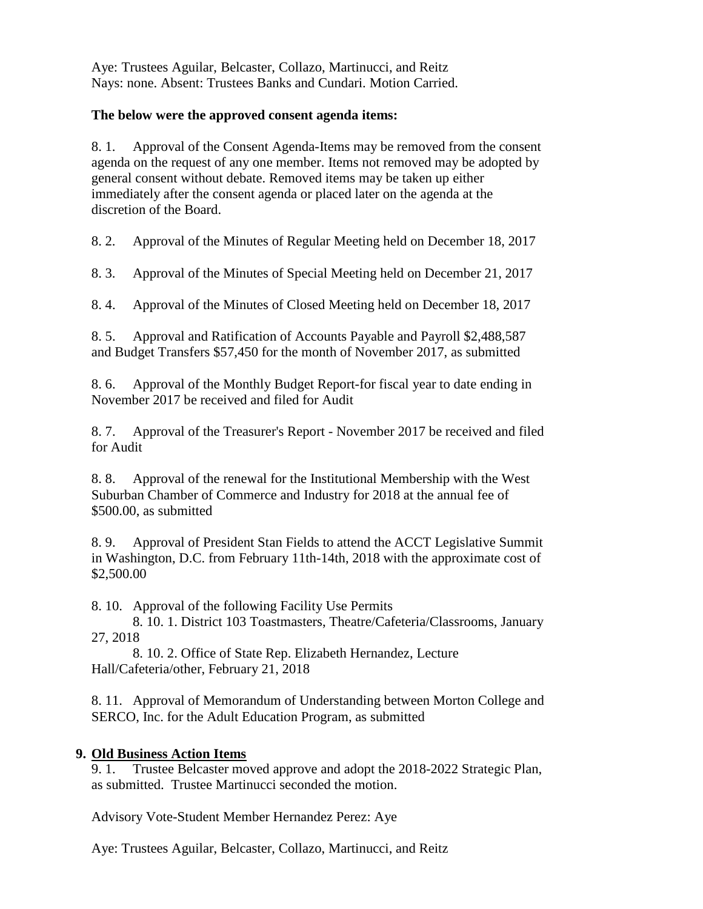Aye: Trustees Aguilar, Belcaster, Collazo, Martinucci, and Reitz
Nays: none. Absent: Trustees Banks and Cundari. Motion Carried.

**The below were the approved consent agenda items:**

8. 1. Approval of the Consent Agenda-Items may be removed from the consent agenda on the request of any one member. Items not removed may be adopted by general consent without debate. Removed items may be taken up either immediately after the consent agenda or placed later on the agenda at the discretion of the Board.

8. 2. Approval of the Minutes of Regular Meeting held on December 18, 2017

8. 3. Approval of the Minutes of Special Meeting held on December 21, 2017

8. 4. Approval of the Minutes of Closed Meeting held on December 18, 2017

8. 5. Approval and Ratification of Accounts Payable and Payroll $2,488,587 and Budget Transfers $57,450 for the month of November 2017, as submitted

8. 6. Approval of the Monthly Budget Report-for fiscal year to date ending in November 2017 be received and filed for Audit

8. 7. Approval of the Treasurer's Report - November 2017 be received and filed for Audit

8. 8. Approval of the renewal for the Institutional Membership with the West Suburban Chamber of Commerce and Industry for 2018 at the annual fee of $500.00, as submitted

8. 9. Approval of President Stan Fields to attend the ACCT Legislative Summit in Washington, D.C. from February 11th-14th, 2018 with the approximate cost of $2,500.00

8. 10. Approval of the following Facility Use Permits

8. 10. 1. District 103 Toastmasters, Theatre/Cafeteria/Classrooms, January 27, 2018

8. 10. 2. Office of State Rep. Elizabeth Hernandez, Lecture Hall/Cafeteria/other, February 21, 2018

8. 11. Approval of Memorandum of Understanding between Morton College and SERCO, Inc. for the Adult Education Program, as submitted

## 9. Old Business Action Items

9. 1. Trustee Belcaster moved approve and adopt the 2018-2022 Strategic Plan, as submitted. Trustee Martinucci seconded the motion.

Advisory Vote-Student Member Hernandez Perez: Aye

Aye: Trustees Aguilar, Belcaster, Collazo, Martinucci, and Reitz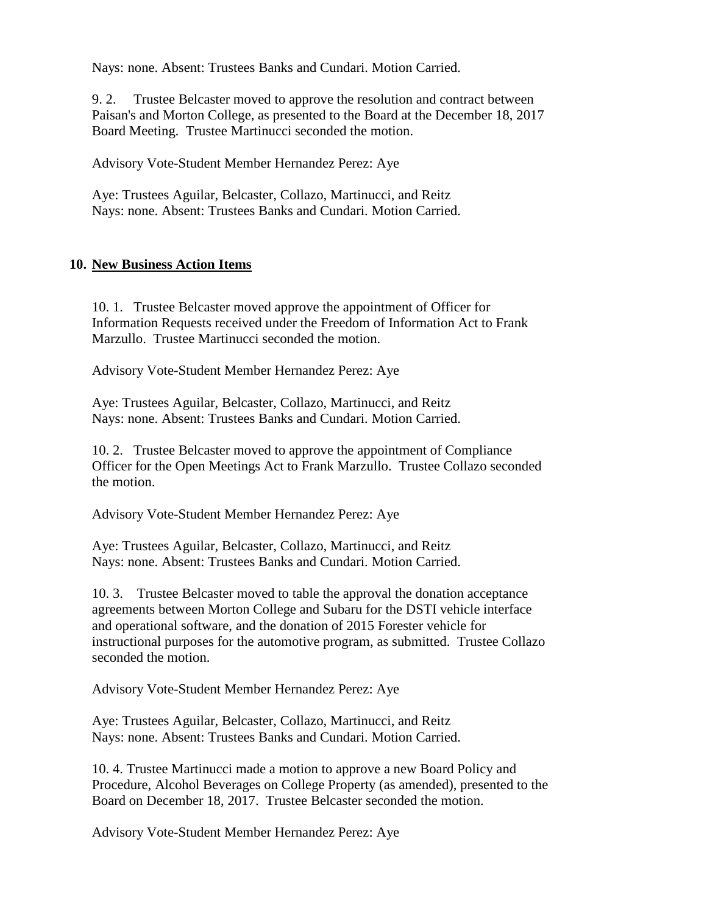Nays: none. Absent: Trustees Banks and Cundari. Motion Carried.

9. 2. Trustee Belcaster moved to approve the resolution and contract between Paisan's and Morton College, as presented to the Board at the December 18, 2017 Board Meeting. Trustee Martinucci seconded the motion.

Advisory Vote-Student Member Hernandez Perez: Aye

Aye: Trustees Aguilar, Belcaster, Collazo, Martinucci, and Reitz
Nays: none. Absent: Trustees Banks and Cundari. Motion Carried.

**10. New Business Action Items**

10. 1. Trustee Belcaster moved approve the appointment of Officer for Information Requests received under the Freedom of Information Act to Frank Marzullo. Trustee Martinucci seconded the motion.

Advisory Vote-Student Member Hernandez Perez: Aye

Aye: Trustees Aguilar, Belcaster, Collazo, Martinucci, and Reitz
Nays: none. Absent: Trustees Banks and Cundari. Motion Carried.

10. 2. Trustee Belcaster moved to approve the appointment of Compliance Officer for the Open Meetings Act to Frank Marzullo. Trustee Collazo seconded the motion.

Advisory Vote-Student Member Hernandez Perez: Aye

Aye: Trustees Aguilar, Belcaster, Collazo, Martinucci, and Reitz
Nays: none. Absent: Trustees Banks and Cundari. Motion Carried.

10. 3. Trustee Belcaster moved to table the approval the donation acceptance agreements between Morton College and Subaru for the DSTI vehicle interface and operational software, and the donation of 2015 Forester vehicle for instructional purposes for the automotive program, as submitted. Trustee Collazo seconded the motion.

Advisory Vote-Student Member Hernandez Perez: Aye

Aye: Trustees Aguilar, Belcaster, Collazo, Martinucci, and Reitz
Nays: none. Absent: Trustees Banks and Cundari. Motion Carried.

10. 4. Trustee Martinucci made a motion to approve a new Board Policy and Procedure, Alcohol Beverages on College Property (as amended), presented to the Board on December 18, 2017. Trustee Belcaster seconded the motion.

Advisory Vote-Student Member Hernandez Perez: Aye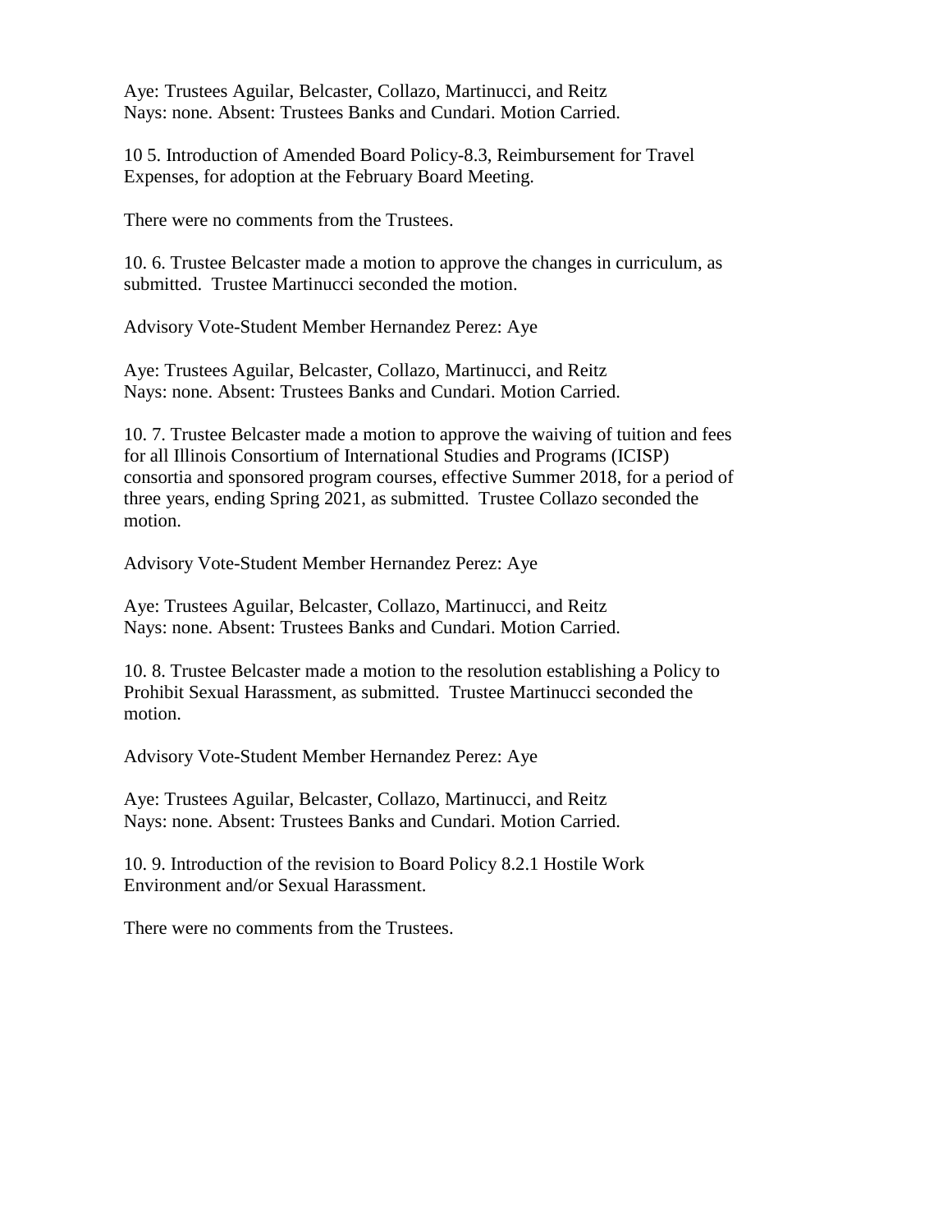Aye: Trustees Aguilar, Belcaster, Collazo, Martinucci, and Reitz
Nays: none. Absent: Trustees Banks and Cundari. Motion Carried.

10 5. Introduction of Amended Board Policy-8.3, Reimbursement for Travel Expenses, for adoption at the February Board Meeting.

There were no comments from the Trustees.

10. 6. Trustee Belcaster made a motion to approve the changes in curriculum, as submitted. Trustee Martinucci seconded the motion.

Advisory Vote-Student Member Hernandez Perez: Aye

Aye: Trustees Aguilar, Belcaster, Collazo, Martinucci, and Reitz
Nays: none. Absent: Trustees Banks and Cundari. Motion Carried.

10. 7. Trustee Belcaster made a motion to approve the waiving of tuition and fees for all Illinois Consortium of International Studies and Programs (ICISP) consortia and sponsored program courses, effective Summer 2018, for a period of three years, ending Spring 2021, as submitted. Trustee Collazo seconded the motion.

Advisory Vote-Student Member Hernandez Perez: Aye

Aye: Trustees Aguilar, Belcaster, Collazo, Martinucci, and Reitz
Nays: none. Absent: Trustees Banks and Cundari. Motion Carried.

10. 8. Trustee Belcaster made a motion to the resolution establishing a Policy to Prohibit Sexual Harassment, as submitted. Trustee Martinucci seconded the motion.

Advisory Vote-Student Member Hernandez Perez: Aye

Aye: Trustees Aguilar, Belcaster, Collazo, Martinucci, and Reitz
Nays: none. Absent: Trustees Banks and Cundari. Motion Carried.

10. 9. Introduction of the revision to Board Policy 8.2.1 Hostile Work Environment and/or Sexual Harassment.

There were no comments from the Trustees.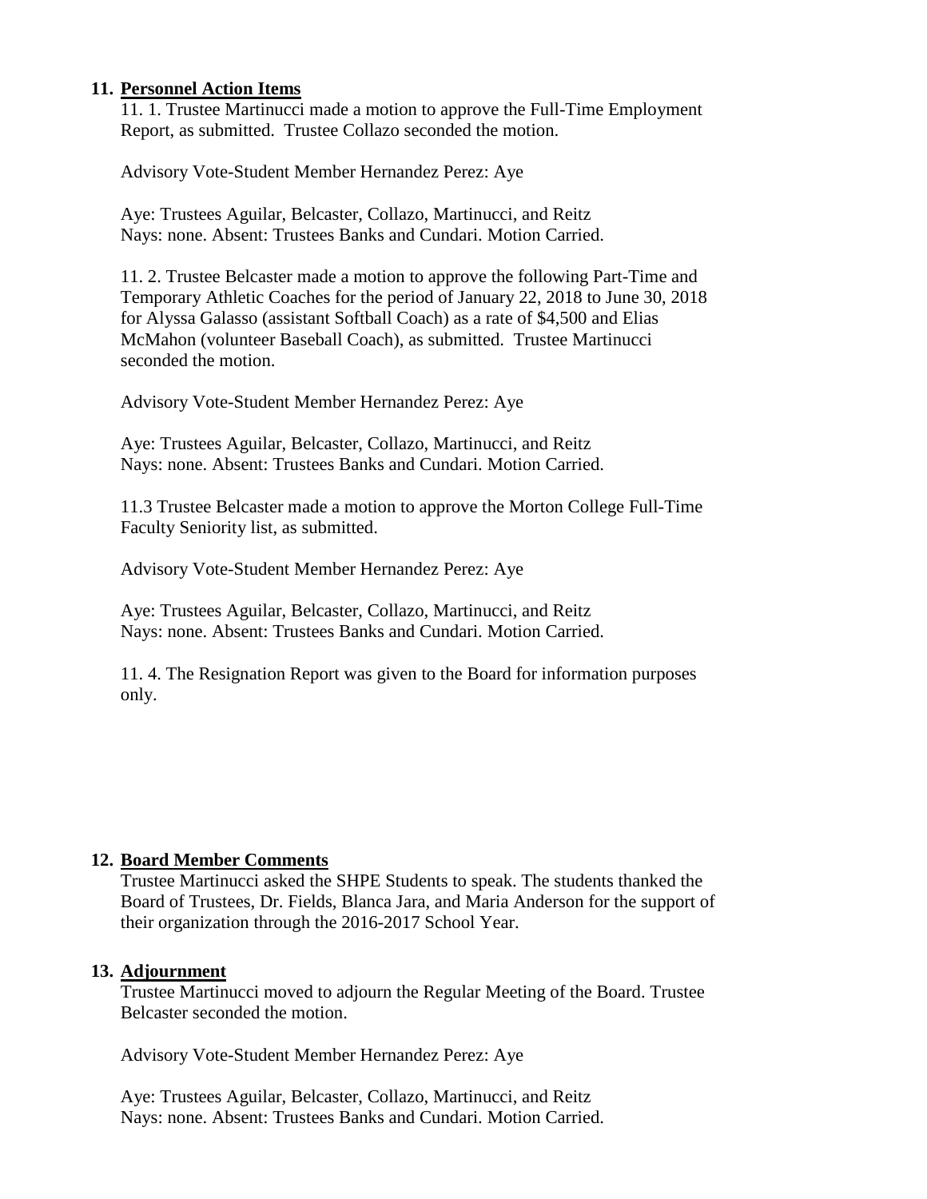## 11. Personnel Action Items

11. 1. Trustee Martinucci made a motion to approve the Full-Time Employment Report, as submitted. Trustee Collazo seconded the motion.

Advisory Vote-Student Member Hernandez Perez: Aye

Aye: Trustees Aguilar, Belcaster, Collazo, Martinucci, and Reitz
Nays: none. Absent: Trustees Banks and Cundari. Motion Carried.

11. 2. Trustee Belcaster made a motion to approve the following Part-Time and Temporary Athletic Coaches for the period of January 22, 2018 to June 30, 2018 for Alyssa Galasso (assistant Softball Coach) as a rate of $4,500 and Elias McMahon (volunteer Baseball Coach), as submitted. Trustee Martinucci seconded the motion.

Advisory Vote-Student Member Hernandez Perez: Aye

Aye: Trustees Aguilar, Belcaster, Collazo, Martinucci, and Reitz
Nays: none. Absent: Trustees Banks and Cundari. Motion Carried.

11.3 Trustee Belcaster made a motion to approve the Morton College Full-Time Faculty Seniority list, as submitted.

Advisory Vote-Student Member Hernandez Perez: Aye

Aye: Trustees Aguilar, Belcaster, Collazo, Martinucci, and Reitz
Nays: none. Absent: Trustees Banks and Cundari. Motion Carried.

11. 4. The Resignation Report was given to the Board for information purposes only.

## 12. Board Member Comments

Trustee Martinucci asked the SHPE Students to speak. The students thanked the Board of Trustees, Dr. Fields, Blanca Jara, and Maria Anderson for the support of their organization through the 2016-2017 School Year.

## 13. Adjournment

Trustee Martinucci moved to adjourn the Regular Meeting of the Board. Trustee Belcaster seconded the motion.

Advisory Vote-Student Member Hernandez Perez: Aye

Aye: Trustees Aguilar, Belcaster, Collazo, Martinucci, and Reitz
Nays: none. Absent: Trustees Banks and Cundari. Motion Carried.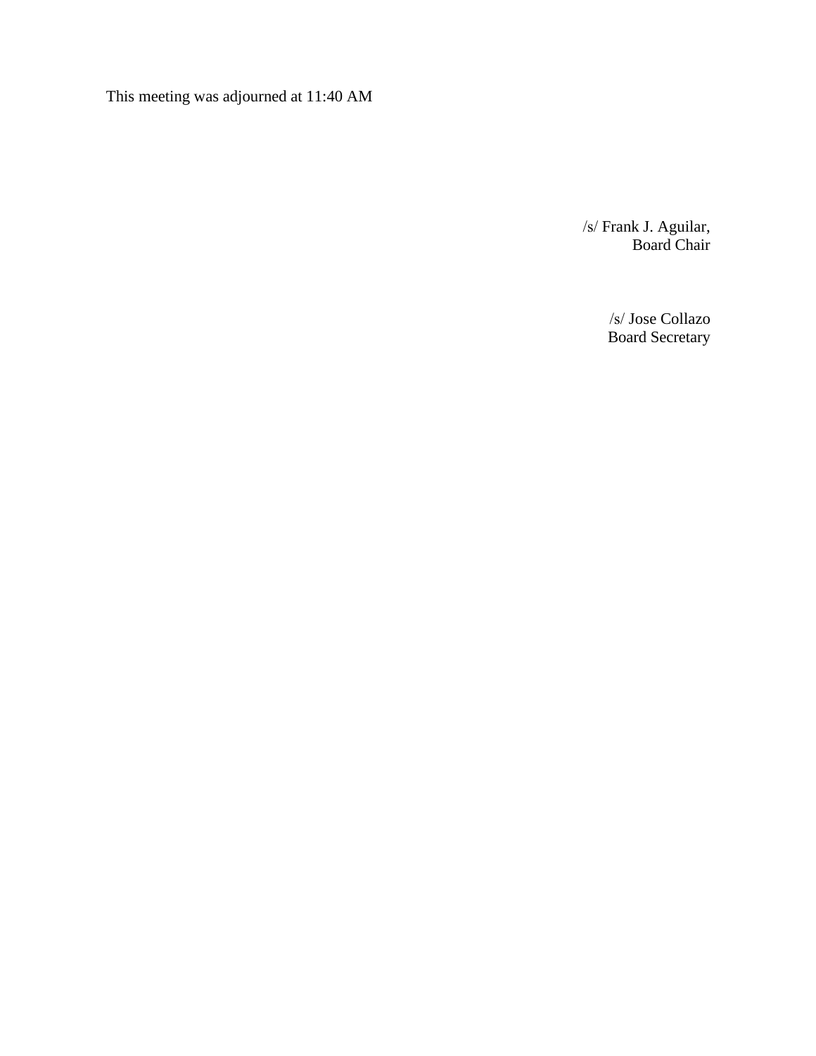This meeting was adjourned at 11:40 AM

/s/ Frank J. Aguilar,
Board Chair

/s/ Jose Collazo
Board Secretary